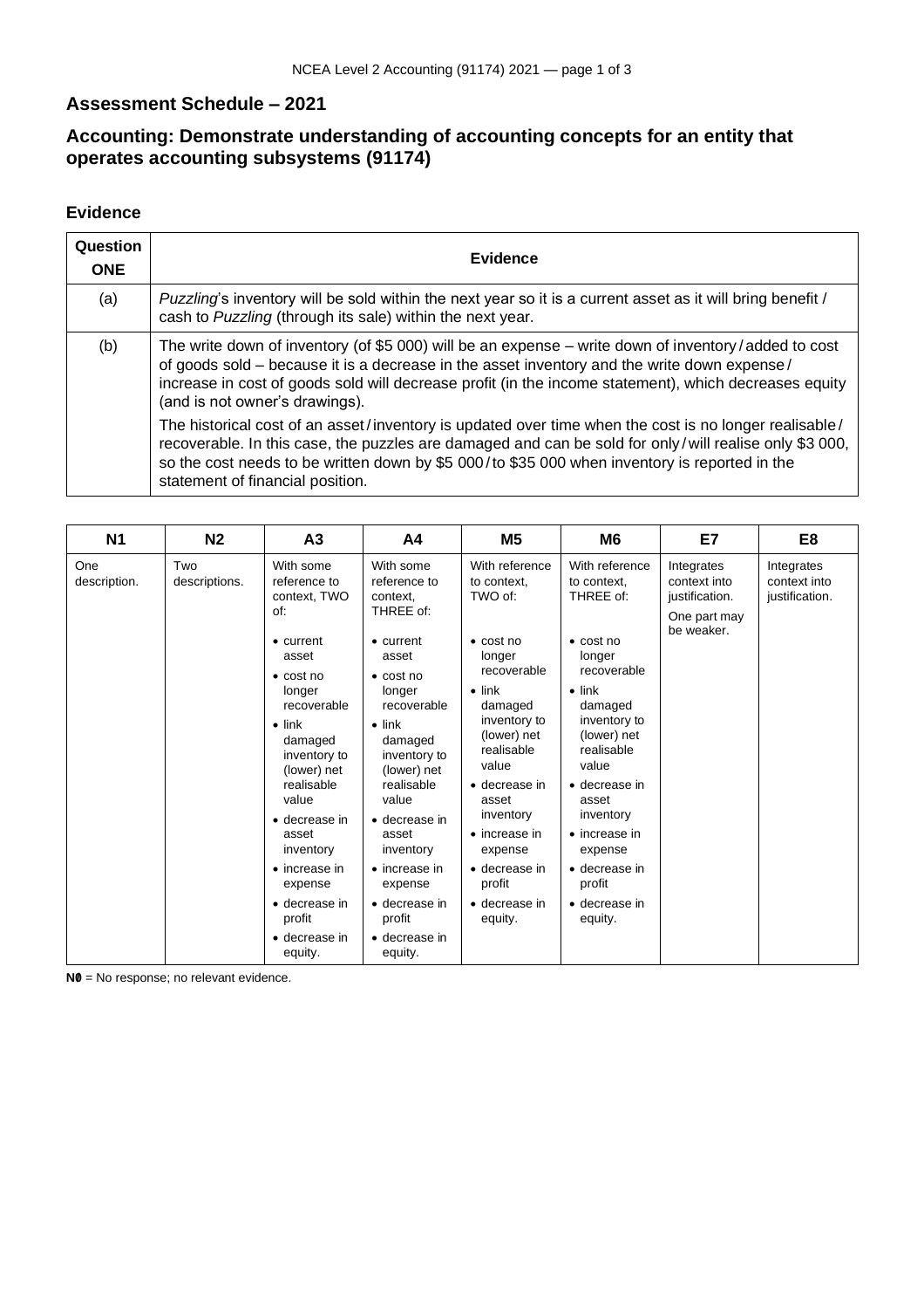## Assessment Schedule – 2021

## Accounting: Demonstrate understanding of accounting concepts for an entity that operates accounting subsystems (91174)

### Evidence

| Question ONE | Evidence |
|---|---|
| (a) | *Puzzling*'s inventory will be sold within the next year so it is a current asset as it will bring benefit / cash to *Puzzling* (through its sale) within the next year. |
| (b) | The write down of inventory (of $5 000) will be an expense – write down of inventory / added to cost of goods sold – because it is a decrease in the asset inventory and the write down expense / increase in cost of goods sold will decrease profit (in the income statement), which decreases equity (and is not owner's drawings).<br><br>The historical cost of an asset / inventory is updated over time when the cost is no longer realisable / recoverable. In this case, the puzzles are damaged and can be sold for only / will realise only $3 000, so the cost needs to be written down by $5 000 / to $35 000 when inventory is reported in the statement of financial position. |

| N1 | N2 | A3 | A4 | M5 | M6 | E7 | E8 |
|---|---|---|---|---|---|---|---|
| One description. | Two descriptions. | With some reference to context, TWO of:<br>• current asset<br>• cost no longer recoverable<br>• link damaged inventory to (lower) net realisable value<br>• decrease in asset inventory<br>• increase in expense<br>• decrease in profit<br>• decrease in equity. | With some reference to context, THREE of:<br>• current asset<br>• cost no longer recoverable<br>• link damaged inventory to (lower) net realisable value<br>• decrease in asset inventory<br>• increase in expense<br>• decrease in profit<br>• decrease in equity. | With reference to context, TWO of:<br>• cost no longer recoverable<br>• link damaged inventory to (lower) net realisable value<br>• decrease in asset inventory<br>• increase in expense<br>• decrease in profit<br>• decrease in equity. | With reference to context, THREE of:<br>• cost no longer recoverable<br>• link damaged inventory to (lower) net realisable value<br>• decrease in asset inventory<br>• increase in expense<br>• decrease in profit<br>• decrease in equity. | Integrates context into justification.<br><br>One part may be weaker. | Integrates context into justification. |

**N0** = No response; no relevant evidence.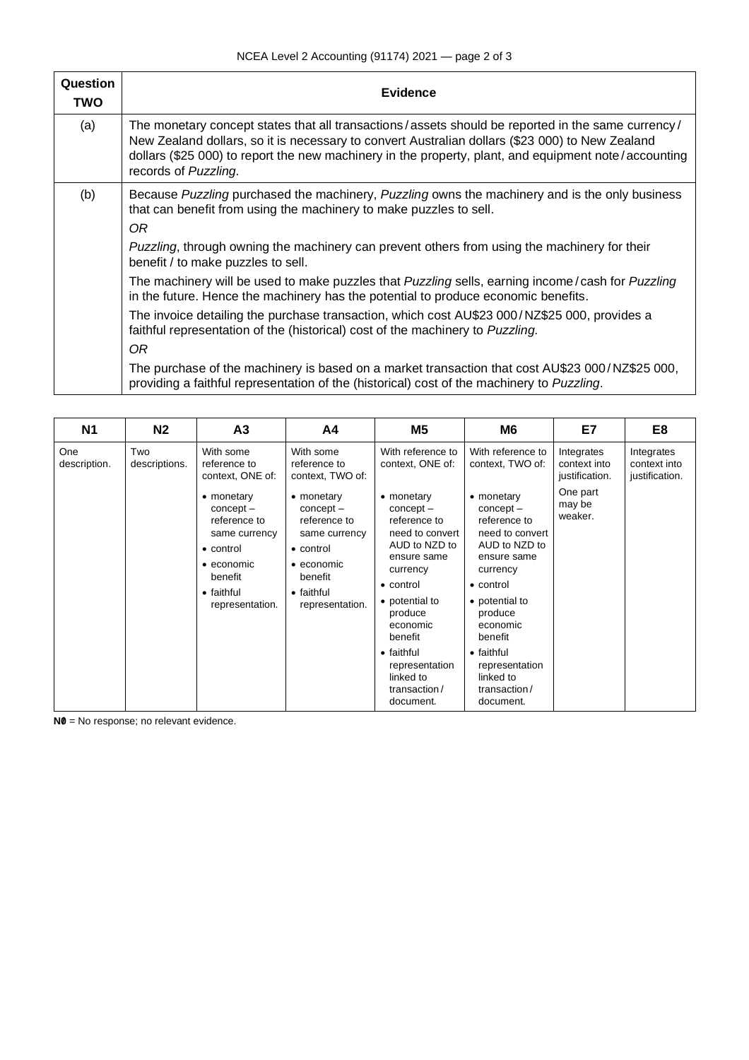| Question TWO | Evidence |
|---|---|
| (a) | The monetary concept states that all transactions / assets should be reported in the same currency / New Zealand dollars, so it is necessary to convert Australian dollars ($23 000) to New Zealand dollars ($25 000) to report the new machinery in the property, plant, and equipment note / accounting records of *Puzzling*. |
| (b) | Because *Puzzling* purchased the machinery, *Puzzling* owns the machinery and is the only business that can benefit from using the machinery to make puzzles to sell.<br>*OR*<br>*Puzzling*, through owning the machinery can prevent others from using the machinery for their benefit / to make puzzles to sell.<br>The machinery will be used to make puzzles that *Puzzling* sells, earning income / cash for *Puzzling* in the future. Hence the machinery has the potential to produce economic benefits.<br>The invoice detailing the purchase transaction, which cost AU$23 000 / NZ$25 000, provides a faithful representation of the (historical) cost of the machinery to *Puzzling.*<br>*OR*<br>The purchase of the machinery is based on a market transaction that cost AU$23 000 / NZ$25 000, providing a faithful representation of the (historical) cost of the machinery to *Puzzling*. |

| N1 | N2 | A3 | A4 | M5 | M6 | E7 | E8 |
|---|---|---|---|---|---|---|---|
| One description. | Two descriptions. | With some reference to context, ONE of:<br>• monetary concept – reference to same currency<br>• control<br>• economic benefit<br>• faithful representation. | With some reference to context, TWO of:<br>• monetary concept – reference to same currency<br>• control<br>• economic benefit<br>• faithful representation. | With reference to context, ONE of:<br>• monetary concept – reference to need to convert AUD to NZD to ensure same currency<br>• control<br>• potential to produce economic benefit<br>• faithful representation linked to transaction / document. | With reference to context, TWO of:<br>• monetary concept – reference to need to convert AUD to NZD to ensure same currency<br>• control<br>• potential to produce economic benefit<br>• faithful representation linked to transaction / document. | Integrates context into justification.<br>One part may be weaker. | Integrates context into justification. |

**N0** = No response; no relevant evidence.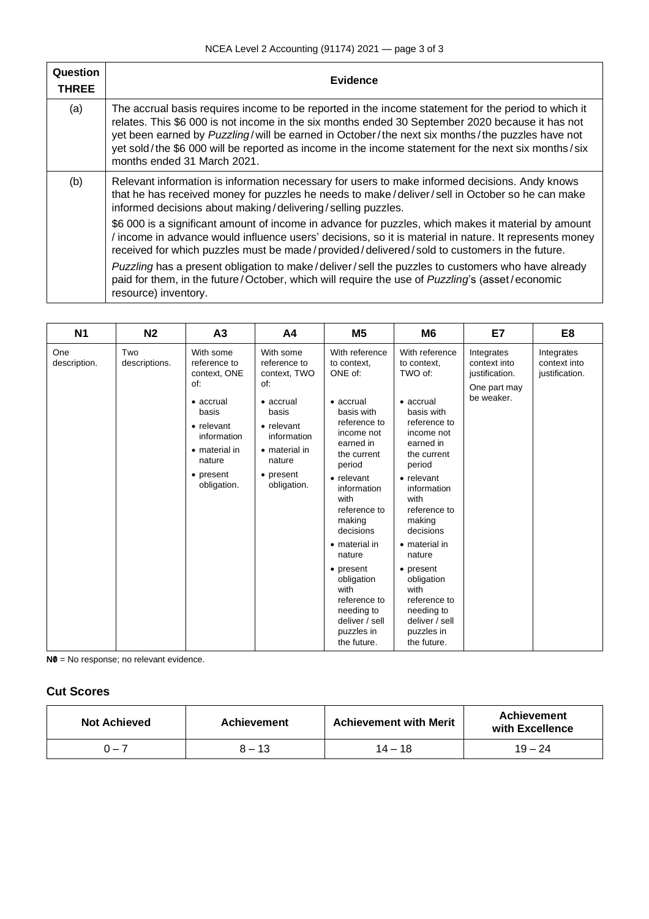| Question THREE | Evidence |
|---|---|
| (a) | The accrual basis requires income to be reported in the income statement for the period to which it relates. This $6 000 is not income in the six months ended 30 September 2020 because it has not yet been earned by *Puzzling* / will be earned in October / the next six months / the puzzles have not yet sold / the $6 000 will be reported as income in the income statement for the next six months / six months ended 31 March 2021. |
| (b) | Relevant information is information necessary for users to make informed decisions. Andy knows that he has received money for puzzles he needs to make / deliver / sell in October so he can make informed decisions about making / delivering / selling puzzles.<br><br>$6 000 is a significant amount of income in advance for puzzles, which makes it material by amount / income in advance would influence users' decisions, so it is material in nature. It represents money received for which puzzles must be made / provided / delivered / sold to customers in the future.<br><br>*Puzzling* has a present obligation to make / deliver / sell the puzzles to customers who have already paid for them, in the future / October, which will require the use of *Puzzling*'s (asset / economic resource) inventory. |

| N1 | N2 | A3 | A4 | M5 | M6 | E7 | E8 |
|---|---|---|---|---|---|---|---|
| One description. | Two descriptions. | With some reference to context, ONE of:<br>• accrual basis<br>• relevant information<br>• material in nature<br>• present obligation. | With some reference to context, TWO of:<br>• accrual basis<br>• relevant information<br>• material in nature<br>• present obligation. | With reference to context, ONE of:<br>• accrual basis with reference to income not earned in the current period<br>• relevant information with reference to making decisions<br>• material in nature<br>• present obligation with reference to needing to deliver / sell puzzles in the future. | With reference to context, TWO of:<br>• accrual basis with reference to income not earned in the current period<br>• relevant information with reference to making decisions<br>• material in nature<br>• present obligation with reference to needing to deliver / sell puzzles in the future. | Integrates context into justification.<br><br>One part may be weaker. | Integrates context into justification. |

**N0** = No response; no relevant evidence.

## Cut Scores

| Not Achieved | Achievement | Achievement with Merit | Achievement with Excellence |
|---|---|---|---|
| 0 – 7 | 8 – 13 | 14 – 18 | 19 – 24 |